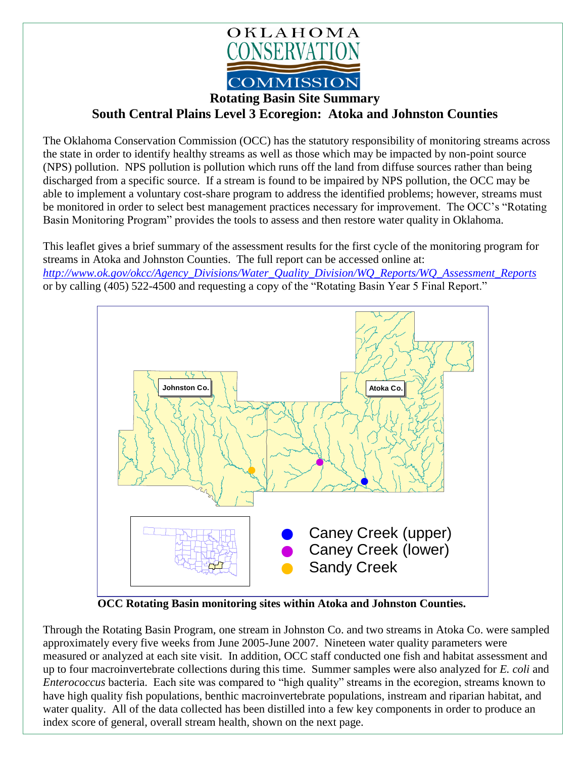OKLAHOMA CONSERVATION COMMISSION

# Rotating Basin Site Summary

## South Central Plains Level 3 Ecoregion: Atoka and Johnston Counties

The Oklahoma Conservation Commission (OCC) has the statutory responsibility of monitoring streams across the state in order to identify healthy streams as well as those which may be impacted by non-point source (NPS) pollution. NPS pollution is pollution which runs off the land from diffuse sources rather than being discharged from a specific source. If a stream is found to be impaired by NPS pollution, the OCC may be able to implement a voluntary cost-share program to address the identified problems; however, streams must be monitored in order to select best management practices necessary for improvement. The OCC's "Rotating Basin Monitoring Program" provides the tools to assess and then restore water quality in Oklahoma.

This leaflet gives a brief summary of the assessment results for the first cycle of the monitoring program for streams in Atoka and Johnston Counties. The full report can be accessed online at: *http://www.ok.gov/okcc/Agency_Divisions/Water_Quality_Division/WQ_Reports/WQ_Assessment_Reports* or by calling (405) 522-4500 and requesting a copy of the "Rotating Basin Year 5 Final Report."

Johnston Co. | Atoka Co.

- Caney Creek (upper)
- Caney Creek (lower)
- Sandy Creek

**OCC Rotating Basin monitoring sites within Atoka and Johnston Counties.**

Through the Rotating Basin Program, one stream in Johnston Co. and two streams in Atoka Co. were sampled approximately every five weeks from June 2005-June 2007. Nineteen water quality parameters were measured or analyzed at each site visit. In addition, OCC staff conducted one fish and habitat assessment and up to four macroinvertebrate collections during this time. Summer samples were also analyzed for *E. coli* and *Enterococcus* bacteria. Each site was compared to "high quality" streams in the ecoregion, streams known to have high quality fish populations, benthic macroinvertebrate populations, instream and riparian habitat, and water quality. All of the data collected has been distilled into a few key components in order to produce an index score of general, overall stream health, shown on the next page.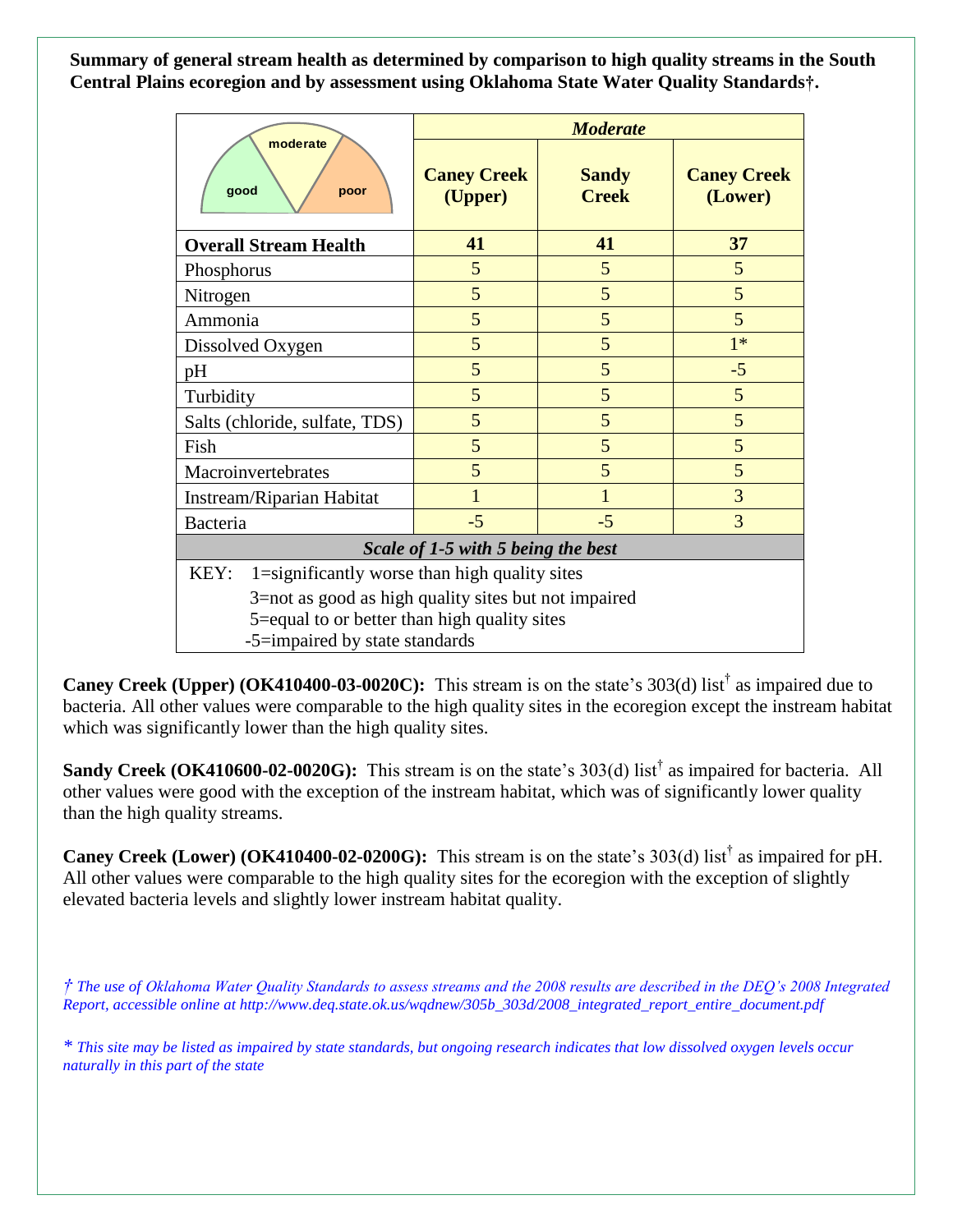**Summary of general stream health as determined by comparison to high quality streams in the South Central Plains ecoregion and by assessment using Oklahoma State Water Quality Standards†.**

| good / moderate / poor | *Moderate* | | |
|---|---|---|---|
| | **Caney Creek (Upper)** | **Sandy Creek** | **Caney Creek (Lower)** |
| **Overall Stream Health** | **41** | **41** | **37** |
| Phosphorus | 5 | 5 | 5 |
| Nitrogen | 5 | 5 | 5 |
| Ammonia | 5 | 5 | 5 |
| Dissolved Oxygen | 5 | 5 | 1* |
| pH | 5 | 5 | -5 |
| Turbidity | 5 | 5 | 5 |
| Salts (chloride, sulfate, TDS) | 5 | 5 | 5 |
| Fish | 5 | 5 | 5 |
| Macroinvertebrates | 5 | 5 | 5 |
| Instream/Riparian Habitat | 1 | 1 | 3 |
| Bacteria | -5 | -5 | 3 |

*Scale of 1-5 with 5 being the best*

KEY:
- 1=significantly worse than high quality sites
- 3=not as good as high quality sites but not impaired
- 5=equal to or better than high quality sites
- -5=impaired by state standards

**Caney Creek (Upper) (OK410400-03-0020C):** This stream is on the state's 303(d) list† as impaired due to bacteria. All other values were comparable to the high quality sites in the ecoregion except the instream habitat which was significantly lower than the high quality sites.

**Sandy Creek (OK410600-02-0020G):** This stream is on the state's 303(d) list† as impaired for bacteria. All other values were good with the exception of the instream habitat, which was of significantly lower quality than the high quality streams.

**Caney Creek (Lower) (OK410400-02-0200G):** This stream is on the state's 303(d) list† as impaired for pH. All other values were comparable to the high quality sites for the ecoregion with the exception of slightly elevated bacteria levels and slightly lower instream habitat quality.

*† The use of Oklahoma Water Quality Standards to assess streams and the 2008 results are described in the DEQ's 2008 Integrated Report, accessible online at http://www.deq.state.ok.us/wqdnew/305b_303d/2008_integrated_report_entire_document.pdf*

*\* This site may be listed as impaired by state standards, but ongoing research indicates that low dissolved oxygen levels occur naturally in this part of the state*